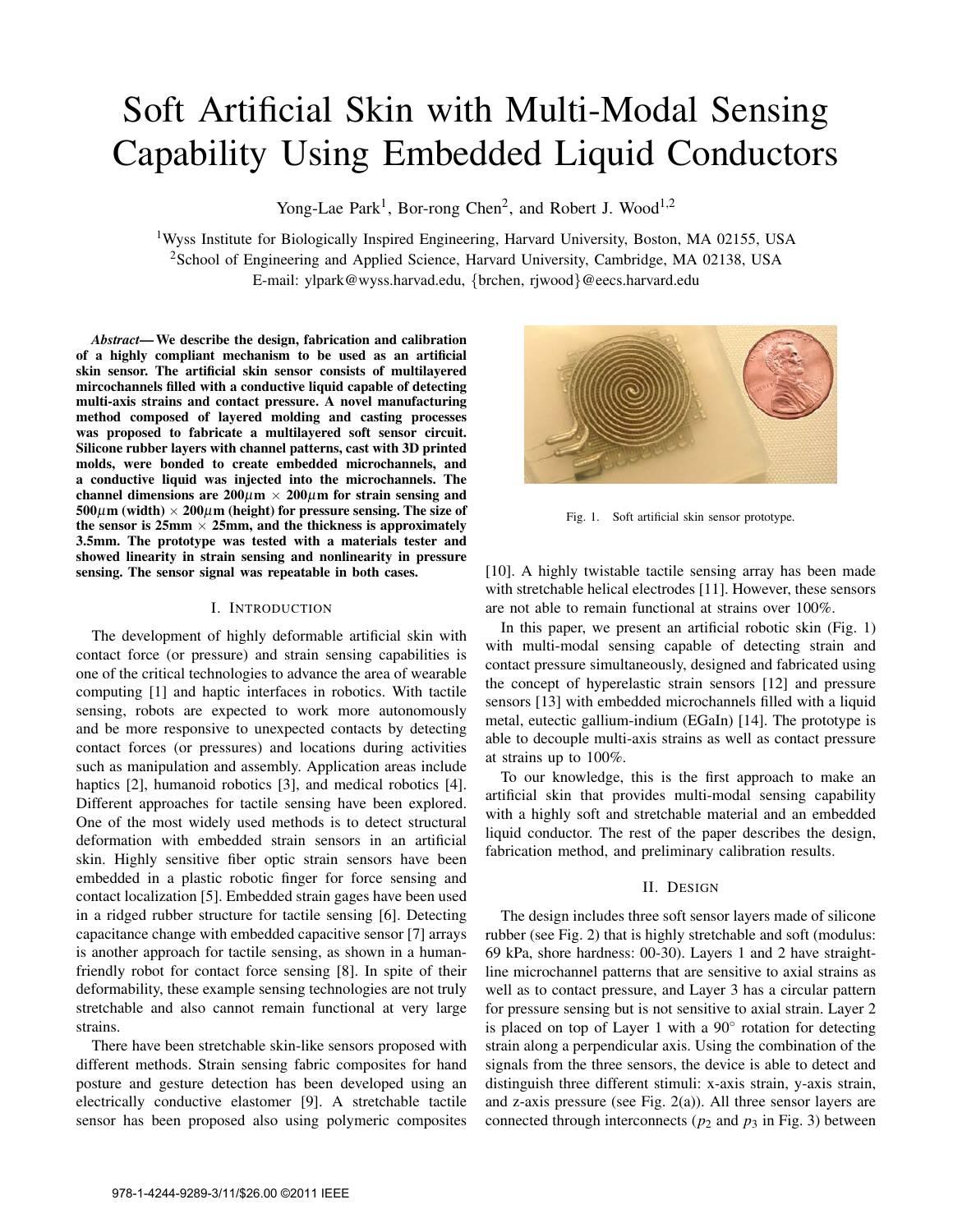# Soft Artificial Skin with Multi-Modal Sensing Capability Using Embedded Liquid Conductors

Yong-Lae Park[1], Bor-rong Chen[2], and Robert J. Wood[1,2]

[1]Wyss Institute for Biologically Inspired Engineering, Harvard University, Boston, MA 02155, USA
[2]School of Engineering and Applied Science, Harvard University, Cambridge, MA 02138, USA
E-mail: ylpark@wyss.harvad.edu, {brchen, rjwood}@eecs.harvard.edu

***Abstract*— We describe the design, fabrication and calibration of a highly compliant mechanism to be used as an artificial skin sensor. The artificial skin sensor consists of multilayered mircochannels filled with a conductive liquid capable of detecting multi-axis strains and contact pressure. A novel manufacturing method composed of layered molding and casting processes was proposed to fabricate a multilayered soft sensor circuit. Silicone rubber layers with channel patterns, cast with 3D printed molds, were bonded to create embedded microchannels, and a conductive liquid was injected into the microchannels. The channel dimensions are 200$\mu$m $\times$ 200$\mu$m for strain sensing and 500$\mu$m (width) $\times$ 200$\mu$m (height) for pressure sensing. The size of the sensor is 25mm $\times$ 25mm, and the thickness is approximately 3.5mm. The prototype was tested with a materials tester and showed linearity in strain sensing and nonlinearity in pressure sensing. The sensor signal was repeatable in both cases.**

## I. Introduction

The development of highly deformable artificial skin with contact force (or pressure) and strain sensing capabilities is one of the critical technologies to advance the area of wearable computing [1] and haptic interfaces in robotics. With tactile sensing, robots are expected to work more autonomously and be more responsive to unexpected contacts by detecting contact forces (or pressures) and locations during activities such as manipulation and assembly. Application areas include haptics [2], humanoid robotics [3], and medical robotics [4]. Different approaches for tactile sensing have been explored. One of the most widely used methods is to detect structural deformation with embedded strain sensors in an artificial skin. Highly sensitive fiber optic strain sensors have been embedded in a plastic robotic finger for force sensing and contact localization [5]. Embedded strain gages have been used in a ridged rubber structure for tactile sensing [6]. Detecting capacitance change with embedded capacitive sensor [7] arrays is another approach for tactile sensing, as shown in a human-friendly robot for contact force sensing [8]. In spite of their deformability, these example sensing technologies are not truly stretchable and also cannot remain functional at very large strains.

There have been stretchable skin-like sensors proposed with different methods. Strain sensing fabric composites for hand posture and gesture detection has been developed using an electrically conductive elastomer [9]. A stretchable tactile sensor has been proposed also using polymeric composites [10]. A highly twistable tactile sensing array has been made with stretchable helical electrodes [11]. However, these sensors are not able to remain functional at strains over 100%.

Fig. 1. Soft artificial skin sensor prototype.

In this paper, we present an artificial robotic skin (Fig. 1) with multi-modal sensing capable of detecting strain and contact pressure simultaneously, designed and fabricated using the concept of hyperelastic strain sensors [12] and pressure sensors [13] with embedded microchannels filled with a liquid metal, eutectic gallium-indium (EGaIn) [14]. The prototype is able to decouple multi-axis strains as well as contact pressure at strains up to 100%.

To our knowledge, this is the first approach to make an artificial skin that provides multi-modal sensing capability with a highly soft and stretchable material and an embedded liquid conductor. The rest of the paper describes the design, fabrication method, and preliminary calibration results.

## II. Design

The design includes three soft sensor layers made of silicone rubber (see Fig. 2) that is highly stretchable and soft (modulus: 69 kPa, shore hardness: 00-30). Layers 1 and 2 have straight-line microchannel patterns that are sensitive to axial strains as well as to contact pressure, and Layer 3 has a circular pattern for pressure sensing but is not sensitive to axial strain. Layer 2 is placed on top of Layer 1 with a 90° rotation for detecting strain along a perpendicular axis. Using the combination of the signals from the three sensors, the device is able to detect and distinguish three different stimuli: x-axis strain, y-axis strain, and z-axis pressure (see Fig. 2(a)). All three sensor layers are connected through interconnects ($p_2$ and $p_3$ in Fig. 3) between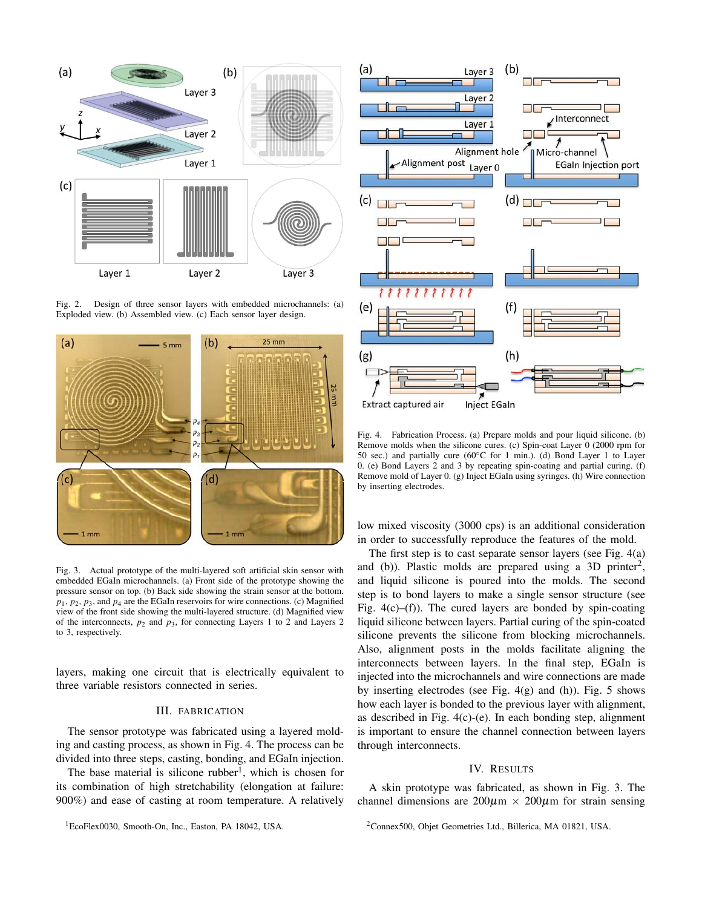Fig. 2. Design of three sensor layers with embedded microchannels: (a) Exploded view. (b) Assembled view. (c) Each sensor layer design.

Fig. 3. Actual prototype of the multi-layered soft artificial skin sensor with embedded EGaIn microchannels. (a) Front side of the prototype showing the pressure sensor on top. (b) Back side showing the strain sensor at the bottom. $p_1$, $p_2$, $p_3$, and $p_4$ are the EGaIn reservoirs for wire connections. (c) Magnified view of the front side showing the multi-layered structure. (d) Magnified view of the interconnects, $p_2$ and $p_3$, for connecting Layers 1 to 2 and Layers 2 to 3, respectively.

layers, making one circuit that is electrically equivalent to three variable resistors connected in series.

## III. Fabrication

The sensor prototype was fabricated using a layered molding and casting process, as shown in Fig. 4. The process can be divided into three steps, casting, bonding, and EGaIn injection.

The base material is silicone rubber[1], which is chosen for its combination of high stretchability (elongation at failure: 900%) and ease of casting at room temperature. A relatively low mixed viscosity (3000 cps) is an additional consideration in order to successfully reproduce the features of the mold.

Fig. 4. Fabrication Process. (a) Prepare molds and pour liquid silicone. (b) Remove molds when the silicone cures. (c) Spin-coat Layer 0 (2000 rpm for 50 sec.) and partially cure (60°C for 1 min.). (d) Bond Layer 1 to Layer 0. (e) Bond Layers 2 and 3 by repeating spin-coating and partial curing. (f) Remove mold of Layer 0. (g) Inject EGaIn using syringes. (h) Wire connection by inserting electrodes.

The first step is to cast separate sensor layers (see Fig. 4(a) and (b)). Plastic molds are prepared using a 3D printer[2], and liquid silicone is poured into the molds. The second step is to bond layers to make a single sensor structure (see Fig. 4(c)–(f)). The cured layers are bonded by spin-coating liquid silicone between layers. Partial curing of the spin-coated silicone prevents the silicone from blocking microchannels. Also, alignment posts in the molds facilitate aligning the interconnects between layers. In the final step, EGaIn is injected into the microchannels and wire connections are made by inserting electrodes (see Fig. 4(g) and (h)). Fig. 5 shows how each layer is bonded to the previous layer with alignment, as described in Fig. 4(c)-(e). In each bonding step, alignment is important to ensure the channel connection between layers through interconnects.

## IV. Results

A skin prototype was fabricated, as shown in Fig. 3. The channel dimensions are $200\mu$m $\times$ $200\mu$m for strain sensing

[1]EcoFlex0030, Smooth-On, Inc., Easton, PA 18042, USA.

[2]Connex500, Objet Geometries Ltd., Billerica, MA 01821, USA.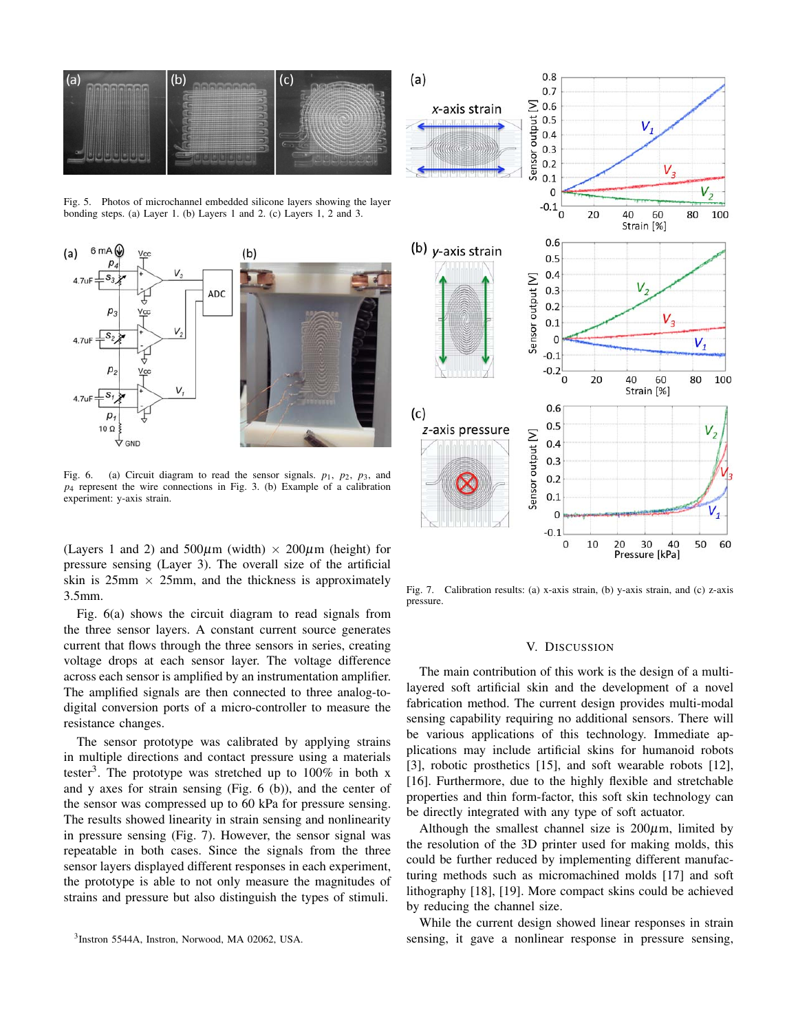Fig. 5. Photos of microchannel embedded silicone layers showing the layer bonding steps. (a) Layer 1. (b) Layers 1 and 2. (c) Layers 1, 2 and 3.

Fig. 6. (a) Circuit diagram to read the sensor signals. $p_1$, $p_2$, $p_3$, and $p_4$ represent the wire connections in Fig. 3. (b) Example of a calibration experiment: y-axis strain.

(Layers 1 and 2) and 500$\mu$m (width) $\times$ 200$\mu$m (height) for pressure sensing (Layer 3). The overall size of the artificial skin is 25mm $\times$ 25mm, and the thickness is approximately 3.5mm.

Fig. 6(a) shows the circuit diagram to read signals from the three sensor layers. A constant current source generates current that flows through the three sensors in series, creating voltage drops at each sensor layer. The voltage difference across each sensor is amplified by an instrumentation amplifier. The amplified signals are then connected to three analog-to-digital conversion ports of a micro-controller to measure the resistance changes.

The sensor prototype was calibrated by applying strains in multiple directions and contact pressure using a materials tester[3]. The prototype was stretched up to 100% in both x and y axes for strain sensing (Fig. 6 (b)), and the center of the sensor was compressed up to 60 kPa for pressure sensing. The results showed linearity in strain sensing and nonlinearity in pressure sensing (Fig. 7). However, the sensor signal was repeatable in both cases. Since the signals from the three sensor layers displayed different responses in each experiment, the prototype is able to not only measure the magnitudes of strains and pressure but also distinguish the types of stimuli.

[3]Instron 5544A, Instron, Norwood, MA 02062, USA.

Fig. 7. Calibration results: (a) x-axis strain, (b) y-axis strain, and (c) z-axis pressure.

## V. Discussion

The main contribution of this work is the design of a multi-layered soft artificial skin and the development of a novel fabrication method. The current design provides multi-modal sensing capability requiring no additional sensors. There will be various applications of this technology. Immediate applications may include artificial skins for humanoid robots [3], robotic prosthetics [15], and soft wearable robots [12], [16]. Furthermore, due to the highly flexible and stretchable properties and thin form-factor, this soft skin technology can be directly integrated with any type of soft actuator.

Although the smallest channel size is 200$\mu$m, limited by the resolution of the 3D printer used for making molds, this could be further reduced by implementing different manufacturing methods such as micromachined molds [17] and soft lithography [18], [19]. More compact skins could be achieved by reducing the channel size.

While the current design showed linear responses in strain sensing, it gave a nonlinear response in pressure sensing,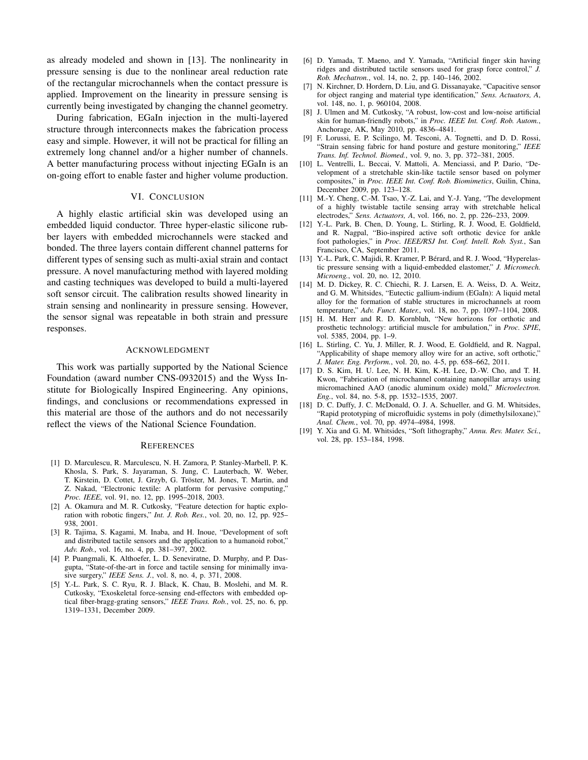as already modeled and shown in [13]. The nonlinearity in pressure sensing is due to the nonlinear areal reduction rate of the rectangular microchannels when the contact pressure is applied. Improvement on the linearity in pressure sensing is currently being investigated by changing the channel geometry.

During fabrication, EGaIn injection in the multi-layered structure through interconnects makes the fabrication process easy and simple. However, it will not be practical for filling an extremely long channel and/or a higher number of channels. A better manufacturing process without injecting EGaIn is an on-going effort to enable faster and higher volume production.

## VI. Conclusion

A highly elastic artificial skin was developed using an embedded liquid conductor. Three hyper-elastic silicone rubber layers with embedded microchannels were stacked and bonded. The three layers contain different channel patterns for different types of sensing such as multi-axial strain and contact pressure. A novel manufacturing method with layered molding and casting techniques was developed to build a multi-layered soft sensor circuit. The calibration results showed linearity in strain sensing and nonlinearity in pressure sensing. However, the sensor signal was repeatable in both strain and pressure responses.

## Acknowledgment

This work was partially supported by the National Science Foundation (award number CNS-0932015) and the Wyss Institute for Biologically Inspired Engineering. Any opinions, findings, and conclusions or recommendations expressed in this material are those of the authors and do not necessarily reflect the views of the National Science Foundation.

## References

[1] D. Marculescu, R. Marculescu, N. H. Zamora, P. Stanley-Marbell, P. K. Khosla, S. Park, S. Jayaraman, S. Jung, C. Lauterbach, W. Weber, T. Kirstein, D. Cottet, J. Grzyb, G. Tröster, M. Jones, T. Martin, and Z. Nakad, "Electronic textile: A platform for pervasive computing," *Proc. IEEE*, vol. 91, no. 12, pp. 1995–2018, 2003.

[2] A. Okamura and M. R. Cutkosky, "Feature detection for haptic exploration with robotic fingers," *Int. J. Rob. Res.*, vol. 20, no. 12, pp. 925–938, 2001.

[3] R. Tajima, S. Kagami, M. Inaba, and H. Inoue, "Development of soft and distributed tactile sensors and the application to a humanoid robot," *Adv. Rob.*, vol. 16, no. 4, pp. 381–397, 2002.

[4] P. Puangmali, K. Althoefer, L. D. Seneviratne, D. Murphy, and P. Dasgupta, "State-of-the-art in force and tactile sensing for minimally invasive surgery," *IEEE Sens. J.*, vol. 8, no. 4, p. 371, 2008.

[5] Y.-L. Park, S. C. Ryu, R. J. Black, K. Chau, B. Moslehi, and M. R. Cutkosky, "Exoskeletal force-sensing end-effectors with embedded optical fiber-bragg-grating sensors," *IEEE Trans. Rob.*, vol. 25, no. 6, pp. 1319–1331, December 2009.

[6] D. Yamada, T. Maeno, and Y. Yamada, "Artificial finger skin having ridges and distributed tactile sensors used for grasp force control," *J. Rob. Mechatron.*, vol. 14, no. 2, pp. 140–146, 2002.

[7] N. Kirchner, D. Hordern, D. Liu, and G. Dissanayake, "Capacitive sensor for object ranging and material type identification," *Sens. Actuators, A*, vol. 148, no. 1, p. 960104, 2008.

[8] J. Ulmen and M. Cutkosky, "A robust, low-cost and low-noise artificial skin for human-friendly robots," in *Proc. IEEE Int. Conf. Rob. Autom.*, Anchorage, AK, May 2010, pp. 4836–4841.

[9] F. Lorussi, E. P. Scilingo, M. Tesconi, A. Tognetti, and D. D. Rossi, "Strain sensing fabric for hand posture and gesture monitoring," *IEEE Trans. Inf. Technol. Biomed.*, vol. 9, no. 3, pp. 372–381, 2005.

[10] L. Ventrelli, L. Beccai, V. Mattoli, A. Menciassi, and P. Dario, "Development of a stretchable skin-like tactile sensor based on polymer composites," in *Proc. IEEE Int. Conf. Rob. Biomimetics*, Guilin, China, December 2009, pp. 123–128.

[11] M.-Y. Cheng, C.-M. Tsao, Y.-Z. Lai, and Y.-J. Yang, "The development of a highly twistable tactile sensing array with stretchable helical electrodes," *Sens. Actuators, A*, vol. 166, no. 2, pp. 226–233, 2009.

[12] Y.-L. Park, B. Chen, D. Young, L. Stirling, R. J. Wood, E. Goldfield, and R. Nagpal, "Bio-inspired active soft orthotic device for ankle foot pathologies," in *Proc. IEEE/RSJ Int. Conf. Intell. Rob. Syst.*, San Francisco, CA, September 2011.

[13] Y.-L. Park, C. Majidi, R. Kramer, P. Bérard, and R. J. Wood, "Hyperelastic pressure sensing with a liquid-embedded elastomer," *J. Micromech. Microeng.*, vol. 20, no. 12, 2010.

[14] M. D. Dickey, R. C. Chiechi, R. J. Larsen, E. A. Weiss, D. A. Weitz, and G. M. Whitsides, "Eutectic gallium-indium (EGaIn): A liquid metal alloy for the formation of stable structures in microchannels at room temperature," *Adv. Funct. Mater.*, vol. 18, no. 7, pp. 1097–1104, 2008.

[15] H. M. Herr and R. D. Kornbluh, "New horizons for orthotic and prosthetic technology: artificial muscle for ambulation," in *Proc. SPIE*, vol. 5385, 2004, pp. 1–9.

[16] L. Stirling, C. Yu, J. Miller, R. J. Wood, E. Goldfield, and R. Nagpal, "Applicability of shape memory alloy wire for an active, soft orthotic," *J. Mater. Eng. Perform.*, vol. 20, no. 4-5, pp. 658–662, 2011.

[17] D. S. Kim, H. U. Lee, N. H. Kim, K.-H. Lee, D.-W. Cho, and T. H. Kwon, "Fabrication of microchannel containing nanopillar arrays using micromachined AAO (anodic aluminum oxide) mold," *Microelectron. Eng.*, vol. 84, no. 5-8, pp. 1532–1535, 2007.

[18] D. C. Duffy, J. C. McDonald, O. J. A. Schueller, and G. M. Whitsides, "Rapid prototyping of microfluidic systems in poly (dimethylsiloxane)," *Anal. Chem.*, vol. 70, pp. 4974–4984, 1998.

[19] Y. Xia and G. M. Whitsides, "Soft lithography," *Annu. Rev. Mater. Sci.*, vol. 28, pp. 153–184, 1998.